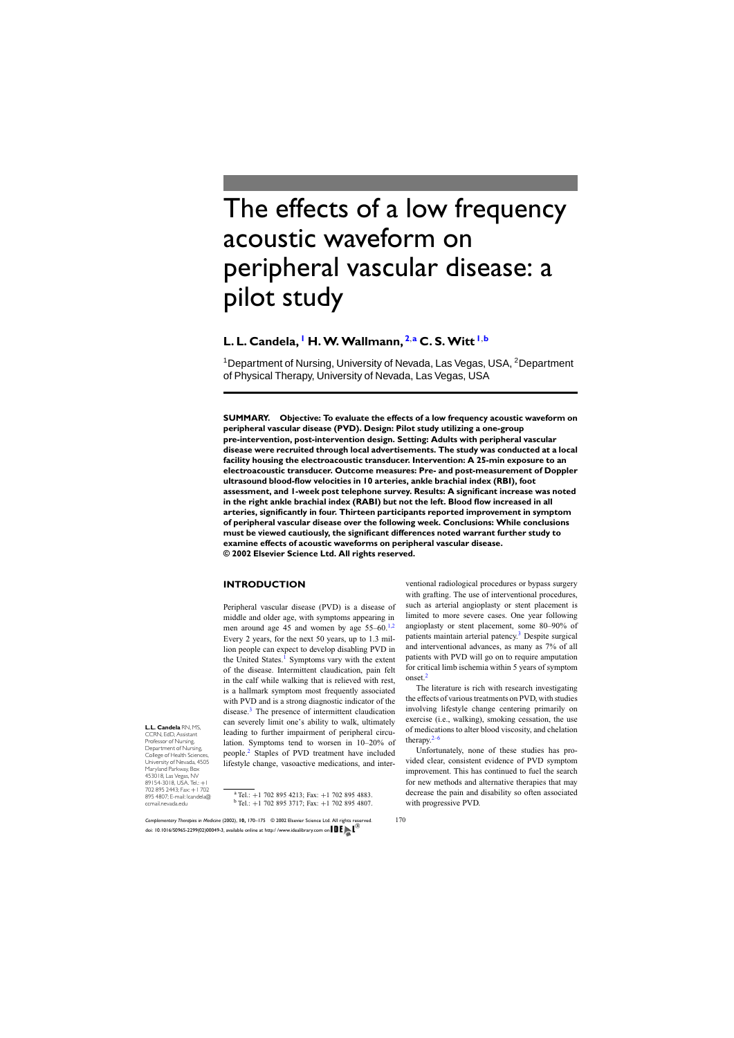# The effects of a low frequency acoustic waveform on peripheral vascular disease: a pilot study

**L. L. Candela,** [1] **H. W. Wallmann,** [2,a] **C. S. Witt** [1,b]

[1]Department of Nursing, University of Nevada, Las Vegas, USA, [2]Department of Physical Therapy, University of Nevada, Las Vegas, USA

**SUMMARY. Objective: To evaluate the effects of a low frequency acoustic waveform on peripheral vascular disease (PVD). Design: Pilot study utilizing a one-group pre-intervention, post-intervention design. Setting: Adults with peripheral vascular disease were recruited through local advertisements. The study was conducted at a local facility housing the electroacoustic transducer. Intervention: A 25-min exposure to an electroacoustic transducer. Outcome measures: Pre- and post-measurement of Doppler ultrasound blood-flow velocities in 10 arteries, ankle brachial index (RBI), foot assessment, and 1-week post telephone survey. Results: A significant increase was noted in the right ankle brachial index (RABI) but not the left. Blood flow increased in all arteries, significantly in four. Thirteen participants reported improvement in symptom of peripheral vascular disease over the following week. Conclusions: While conclusions must be viewed cautiously, the significant differences noted warrant further study to examine effects of acoustic waveforms on peripheral vascular disease. © 2002 Elsevier Science Ltd. All rights reserved.**

## INTRODUCTION

Peripheral vascular disease (PVD) is a disease of middle and older age, with symptoms appearing in men around age 45 and women by age 55–60.[1,2] Every 2 years, for the next 50 years, up to 1.3 million people can expect to develop disabling PVD in the United States.[1] Symptoms vary with the extent of the disease. Intermittent claudication, pain felt in the calf while walking that is relieved with rest, is a hallmark symptom most frequently associated with PVD and is a strong diagnostic indicator of the disease.[3] The presence of intermittent claudication can severely limit one's ability to walk, ultimately leading to further impairment of peripheral circulation. Symptoms tend to worsen in 10–20% of people.[2] Staples of PVD treatment have included lifestyle change, vasoactive medications, and interventional radiological procedures or bypass surgery with grafting. The use of interventional procedures, such as arterial angioplasty or stent placement is limited to more severe cases. One year following angioplasty or stent placement, some 80–90% of patients maintain arterial patency.[3] Despite surgical and interventional advances, as many as 7% of all patients with PVD will go on to require amputation for critical limb ischemia within 5 years of symptom onset.[2]

The literature is rich with research investigating the effects of various treatments on PVD, with studies involving lifestyle change centering primarily on exercise (i.e., walking), smoking cessation, the use of medications to alter blood viscosity, and chelation therapy.[2–6]

Unfortunately, none of these studies has provided clear, consistent evidence of PVD symptom improvement. This has continued to fuel the search for new methods and alternative therapies that may decrease the pain and disability so often associated with progressive PVD.

**L.L. Candela** RN, MS, CCRN, EdD, Assistant Professor of Nursing, Department of Nursing, College of Health Sciences, University of Nevada, 4505 Maryland Parkway, Box 453018, Las Vegas, NV 89154-3018, USA. Tel.: +1 702 895 2443; Fax: +1 702 895 4807; E-mail: lcandela@ccmail.nevada.edu

[a] Tel.: +1 702 895 4213; Fax: +1 702 895 4883.
[b] Tel.: +1 702 895 3717; Fax: +1 702 895 4807.

doi: 10.1016/S0965-2299(02)00049-3, available online at http://www.idealibrary.com on IDEAL®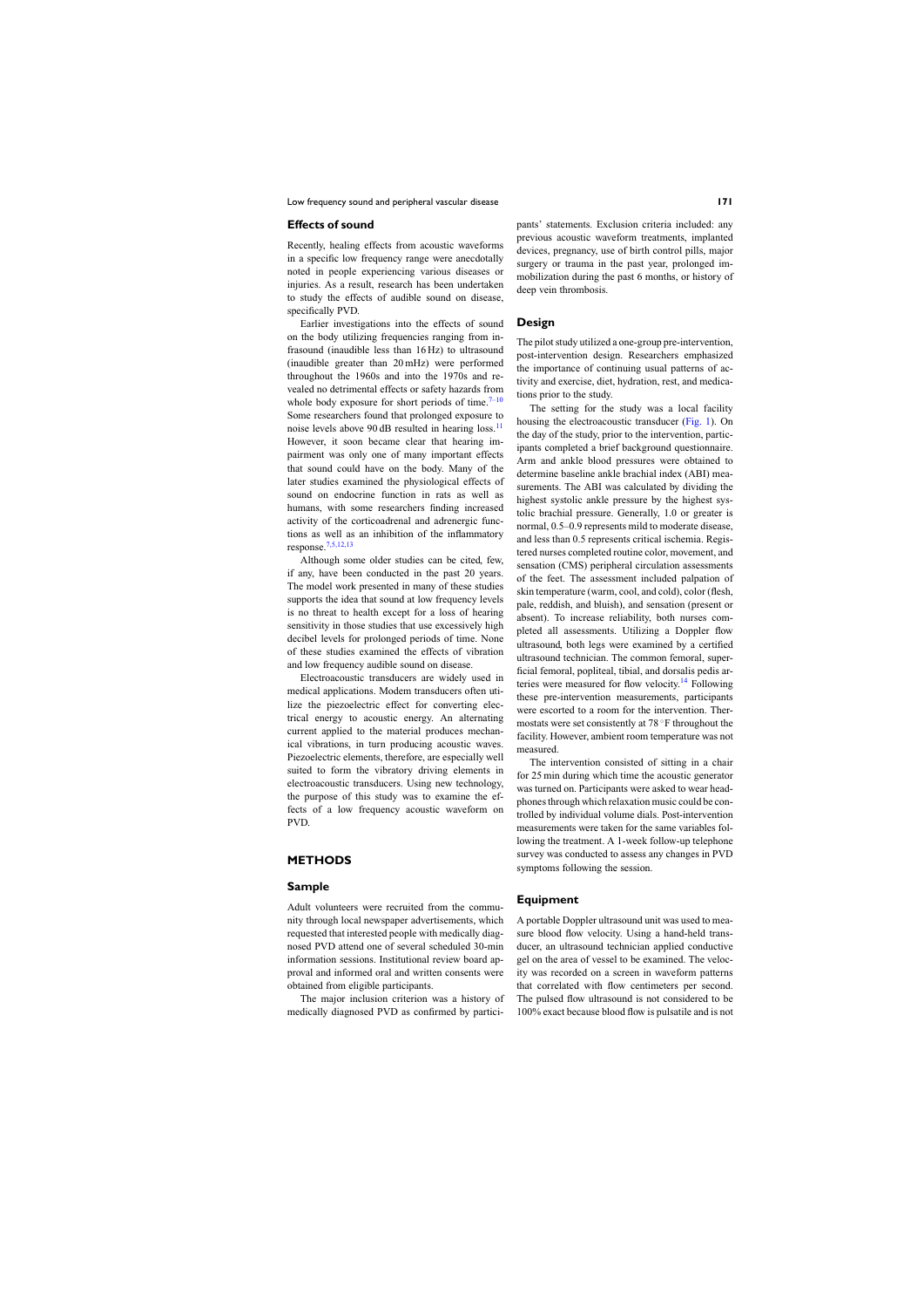## Effects of sound

Recently, healing effects from acoustic waveforms in a specific low frequency range were anecdotally noted in people experiencing various diseases or injuries. As a result, research has been undertaken to study the effects of audible sound on disease, specifically PVD.

Earlier investigations into the effects of sound on the body utilizing frequencies ranging from infrasound (inaudible less than 16 Hz) to ultrasound (inaudible greater than 20 mHz) were performed throughout the 1960s and into the 1970s and revealed no detrimental effects or safety hazards from whole body exposure for short periods of time.[7–10] Some researchers found that prolonged exposure to noise levels above 90 dB resulted in hearing loss.[11] However, it soon became clear that hearing impairment was only one of many important effects that sound could have on the body. Many of the later studies examined the physiological effects of sound on endocrine function in rats as well as humans, with some researchers finding increased activity of the corticoadrenal and adrenergic functions as well as an inhibition of the inflammatory response.[7,5,12,13]

Although some older studies can be cited, few, if any, have been conducted in the past 20 years. The model work presented in many of these studies supports the idea that sound at low frequency levels is no threat to health except for a loss of hearing sensitivity in those studies that use excessively high decibel levels for prolonged periods of time. None of these studies examined the effects of vibration and low frequency audible sound on disease.

Electroacoustic transducers are widely used in medical applications. Modem transducers often utilize the piezoelectric effect for converting electrical energy to acoustic energy. An alternating current applied to the material produces mechanical vibrations, in turn producing acoustic waves. Piezoelectric elements, therefore, are especially well suited to form the vibratory driving elements in electroacoustic transducers. Using new technology, the purpose of this study was to examine the effects of a low frequency acoustic waveform on PVD.

# METHODS

## Sample

Adult volunteers were recruited from the community through local newspaper advertisements, which requested that interested people with medically diagnosed PVD attend one of several scheduled 30-min information sessions. Institutional review board approval and informed oral and written consents were obtained from eligible participants.

The major inclusion criterion was a history of medically diagnosed PVD as confirmed by participants' statements. Exclusion criteria included: any previous acoustic waveform treatments, implanted devices, pregnancy, use of birth control pills, major surgery or trauma in the past year, prolonged immobilization during the past 6 months, or history of deep vein thrombosis.

## Design

The pilot study utilized a one-group pre-intervention, post-intervention design. Researchers emphasized the importance of continuing usual patterns of activity and exercise, diet, hydration, rest, and medications prior to the study.

The setting for the study was a local facility housing the electroacoustic transducer (Fig. 1). On the day of the study, prior to the intervention, participants completed a brief background questionnaire. Arm and ankle blood pressures were obtained to determine baseline ankle brachial index (ABI) measurements. The ABI was calculated by dividing the highest systolic ankle pressure by the highest systolic brachial pressure. Generally, 1.0 or greater is normal, 0.5–0.9 represents mild to moderate disease, and less than 0.5 represents critical ischemia. Registered nurses completed routine color, movement, and sensation (CMS) peripheral circulation assessments of the feet. The assessment included palpation of skin temperature (warm, cool, and cold), color (flesh, pale, reddish, and bluish), and sensation (present or absent). To increase reliability, both nurses completed all assessments. Utilizing a Doppler flow ultrasound, both legs were examined by a certified ultrasound technician. The common femoral, superficial femoral, popliteal, tibial, and dorsalis pedis arteries were measured for flow velocity.[14] Following these pre-intervention measurements, participants were escorted to a room for the intervention. Thermostats were set consistently at 78 °F throughout the facility. However, ambient room temperature was not measured.

The intervention consisted of sitting in a chair for 25 min during which time the acoustic generator was turned on. Participants were asked to wear headphones through which relaxation music could be controlled by individual volume dials. Post-intervention measurements were taken for the same variables following the treatment. A 1-week follow-up telephone survey was conducted to assess any changes in PVD symptoms following the session.

## Equipment

A portable Doppler ultrasound unit was used to measure blood flow velocity. Using a hand-held transducer, an ultrasound technician applied conductive gel on the area of vessel to be examined. The velocity was recorded on a screen in waveform patterns that correlated with flow centimeters per second. The pulsed flow ultrasound is not considered to be 100% exact because blood flow is pulsatile and is not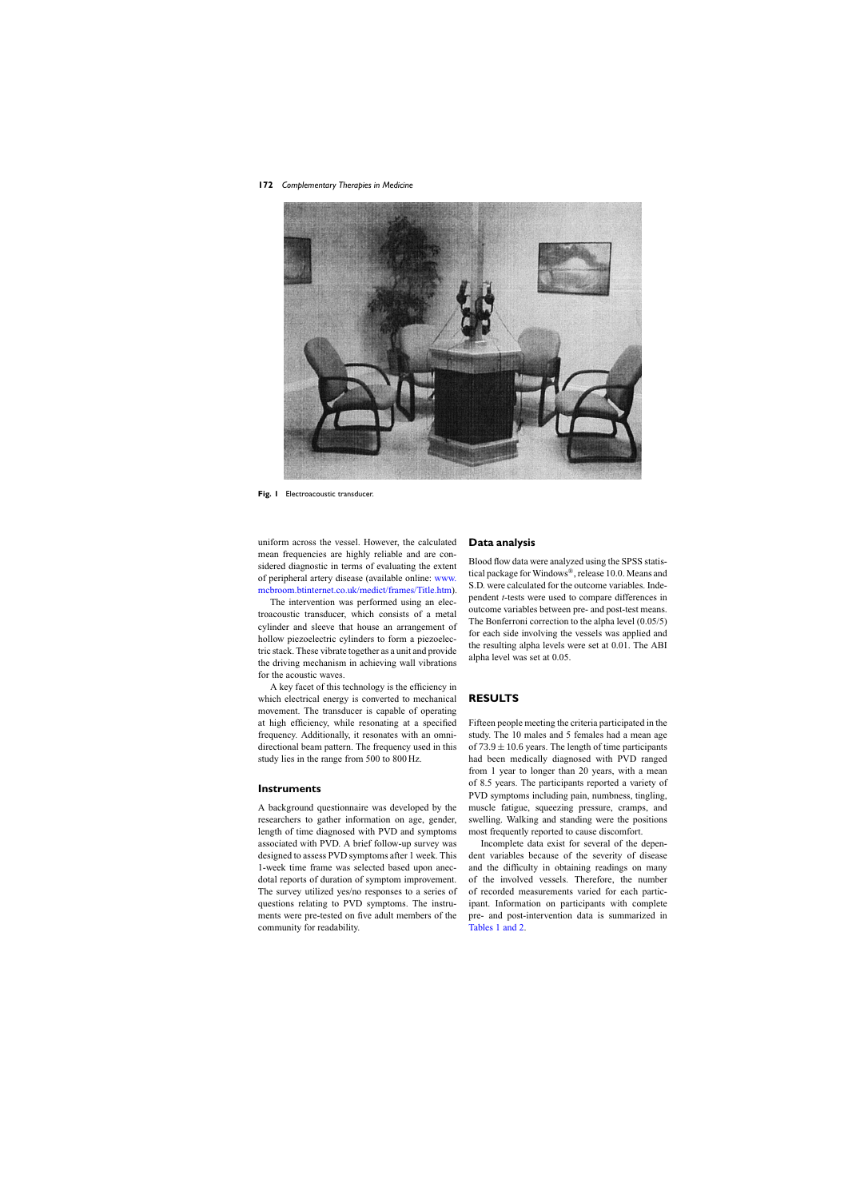Fig. 1 Electroacoustic transducer.

uniform across the vessel. However, the calculated mean frequencies are highly reliable and are considered diagnostic in terms of evaluating the extent of peripheral artery disease (available online: www.mcbroom.btinternet.co.uk/medict/frames/Title.htm).

The intervention was performed using an electroacoustic transducer, which consists of a metal cylinder and sleeve that house an arrangement of hollow piezoelectric cylinders to form a piezoelectric stack. These vibrate together as a unit and provide the driving mechanism in achieving wall vibrations for the acoustic waves.

A key facet of this technology is the efficiency in which electrical energy is converted to mechanical movement. The transducer is capable of operating at high efficiency, while resonating at a specified frequency. Additionally, it resonates with an omnidirectional beam pattern. The frequency used in this study lies in the range from 500 to 800 Hz.

### Instruments

A background questionnaire was developed by the researchers to gather information on age, gender, length of time diagnosed with PVD and symptoms associated with PVD. A brief follow-up survey was designed to assess PVD symptoms after 1 week. This 1-week time frame was selected based upon anecdotal reports of duration of symptom improvement. The survey utilized yes/no responses to a series of questions relating to PVD symptoms. The instruments were pre-tested on five adult members of the community for readability.

### Data analysis

Blood flow data were analyzed using the SPSS statistical package for Windows®, release 10.0. Means and S.D. were calculated for the outcome variables. Independent *t*-tests were used to compare differences in outcome variables between pre- and post-test means. The Bonferroni correction to the alpha level (0.05/5) for each side involving the vessels was applied and the resulting alpha levels were set at 0.01. The ABI alpha level was set at 0.05.

## RESULTS

Fifteen people meeting the criteria participated in the study. The 10 males and 5 females had a mean age of $73.9 \pm 10.6$ years. The length of time participants had been medically diagnosed with PVD ranged from 1 year to longer than 20 years, with a mean of 8.5 years. The participants reported a variety of PVD symptoms including pain, numbness, tingling, muscle fatigue, squeezing pressure, cramps, and swelling. Walking and standing were the positions most frequently reported to cause discomfort.

Incomplete data exist for several of the dependent variables because of the severity of disease and the difficulty in obtaining readings on many of the involved vessels. Therefore, the number of recorded measurements varied for each participant. Information on participants with complete pre- and post-intervention data is summarized in Tables 1 and 2.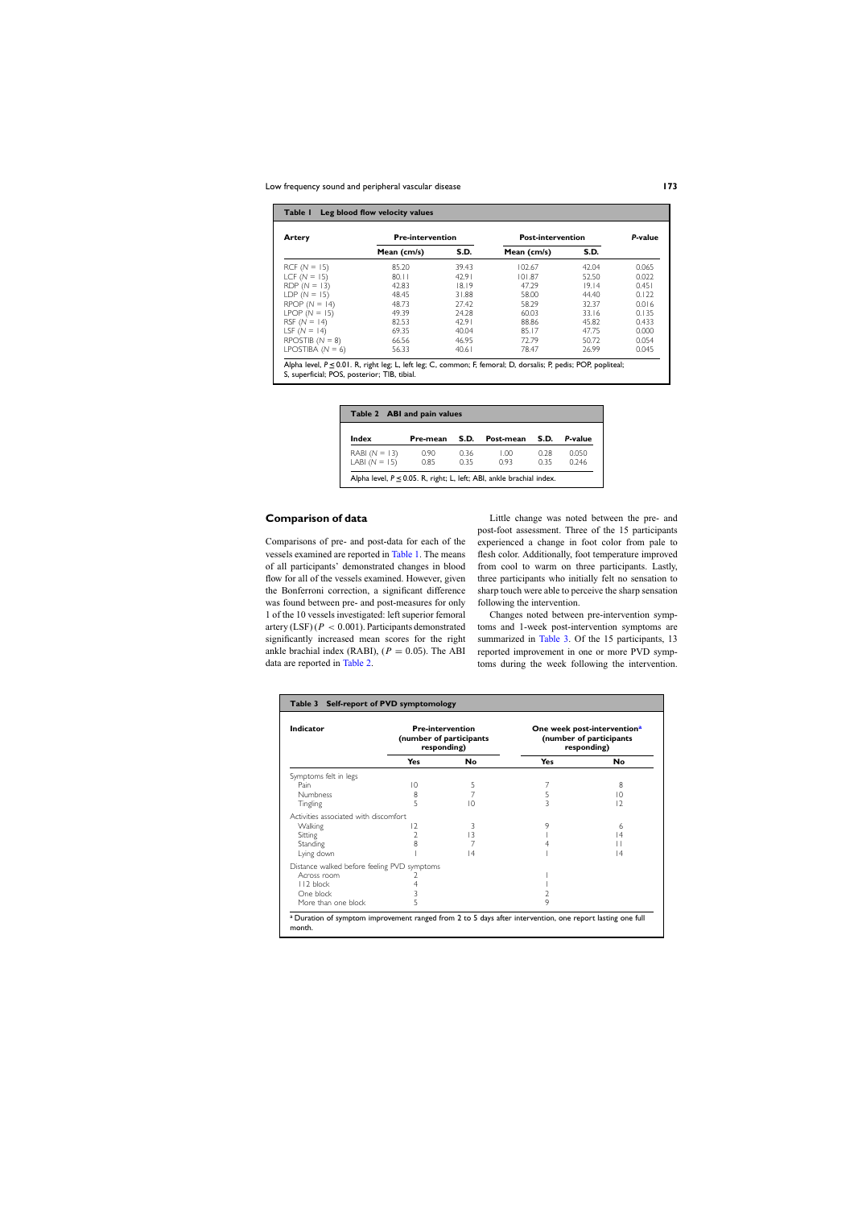**Table 1 Leg blood flow velocity values**

| Artery | Pre-intervention | | Post-intervention | | P-value |
|---|---|---|---|---|---|
| | Mean (cm/s) | S.D. | Mean (cm/s) | S.D. | |
| RCF ($N = 15$) | 85.20 | 39.43 | 102.67 | 42.04 | 0.065 |
| LCF ($N = 15$) | 80.11 | 42.91 | 101.87 | 52.50 | 0.022 |
| RDP ($N = 13$) | 42.83 | 18.19 | 47.29 | 19.14 | 0.451 |
| LDP ($N = 15$) | 48.45 | 31.88 | 58.00 | 44.40 | 0.122 |
| RPOP ($N = 14$) | 48.73 | 27.42 | 58.29 | 32.37 | 0.016 |
| LPOP ($N = 15$) | 49.39 | 24.28 | 60.03 | 33.16 | 0.135 |
| RSF ($N = 14$) | 82.53 | 42.91 | 88.86 | 45.82 | 0.433 |
| LSF ($N = 14$) | 69.35 | 40.04 | 85.17 | 47.75 | 0.000 |
| RPOSTIB ($N = 8$) | 66.56 | 46.95 | 72.79 | 50.72 | 0.054 |
| LPOSTIBA ($N = 6$) | 56.33 | 40.61 | 78.47 | 26.99 | 0.045 |

Alpha level, $P \leq 0.01$. R, right leg; L, left leg; C, common; F, femoral; D, dorsalis; P, pedis; POP, popliteal; S, superficial; POS, posterior; TIB, tibial.

**Table 2 ABI and pain values**

| Index | Pre-mean | S.D. | Post-mean | S.D. | P-value |
|---|---|---|---|---|---|
| RABI ($N = 13$) | 0.90 | 0.36 | 1.00 | 0.28 | 0.050 |
| LABI ($N = 15$) | 0.85 | 0.35 | 0.93 | 0.35 | 0.246 |

Alpha level, $P \leq 0.05$. R, right; L, left; ABI, ankle brachial index.

## Comparison of data

Comparisons of pre- and post-data for each of the vessels examined are reported in Table 1. The means of all participants' demonstrated changes in blood flow for all of the vessels examined. However, given the Bonferroni correction, a significant difference was found between pre- and post-measures for only 1 of the 10 vessels investigated: left superior femoral artery (LSF) ($P < 0.001$). Participants demonstrated significantly increased mean scores for the right ankle brachial index (RABI), ($P = 0.05$). The ABI data are reported in Table 2.

Little change was noted between the pre- and post-foot assessment. Three of the 15 participants experienced a change in foot color from pale to flesh color. Additionally, foot temperature improved from cool to warm on three participants. Lastly, three participants who initially felt no sensation to sharp touch were able to perceive the sharp sensation following the intervention.

Changes noted between pre-intervention symptoms and 1-week post-intervention symptoms are summarized in Table 3. Of the 15 participants, 13 reported improvement in one or more PVD symptoms during the week following the intervention.

**Table 3 Self-report of PVD symptomology**

| Indicator | Pre-intervention (number of participants responding) | | One week post-intervention[a] (number of participants responding) | |
|---|---|---|---|---|
| | Yes | No | Yes | No |
| Symptoms felt in legs | | | | |
| Pain | 10 | 5 | 7 | 8 |
| Numbness | 8 | 7 | 5 | 10 |
| Tingling | 5 | 10 | 3 | 12 |
| Activities associated with discomfort | | | | |
| Walking | 12 | 3 | 9 | 6 |
| Sitting | 2 | 13 | 1 | 14 |
| Standing | 8 | 7 | 4 | 11 |
| Lying down | 1 | 14 | 1 | 14 |
| Distance walked before feeling PVD symptoms | | | | |
| Across room | 2 | | 1 | |
| 1/2 block | 4 | | 1 | |
| One block | 3 | | 2 | |
| More than one block | 5 | | 9 | |

[a] Duration of symptom improvement ranged from 2 to 5 days after intervention, one report lasting one full month.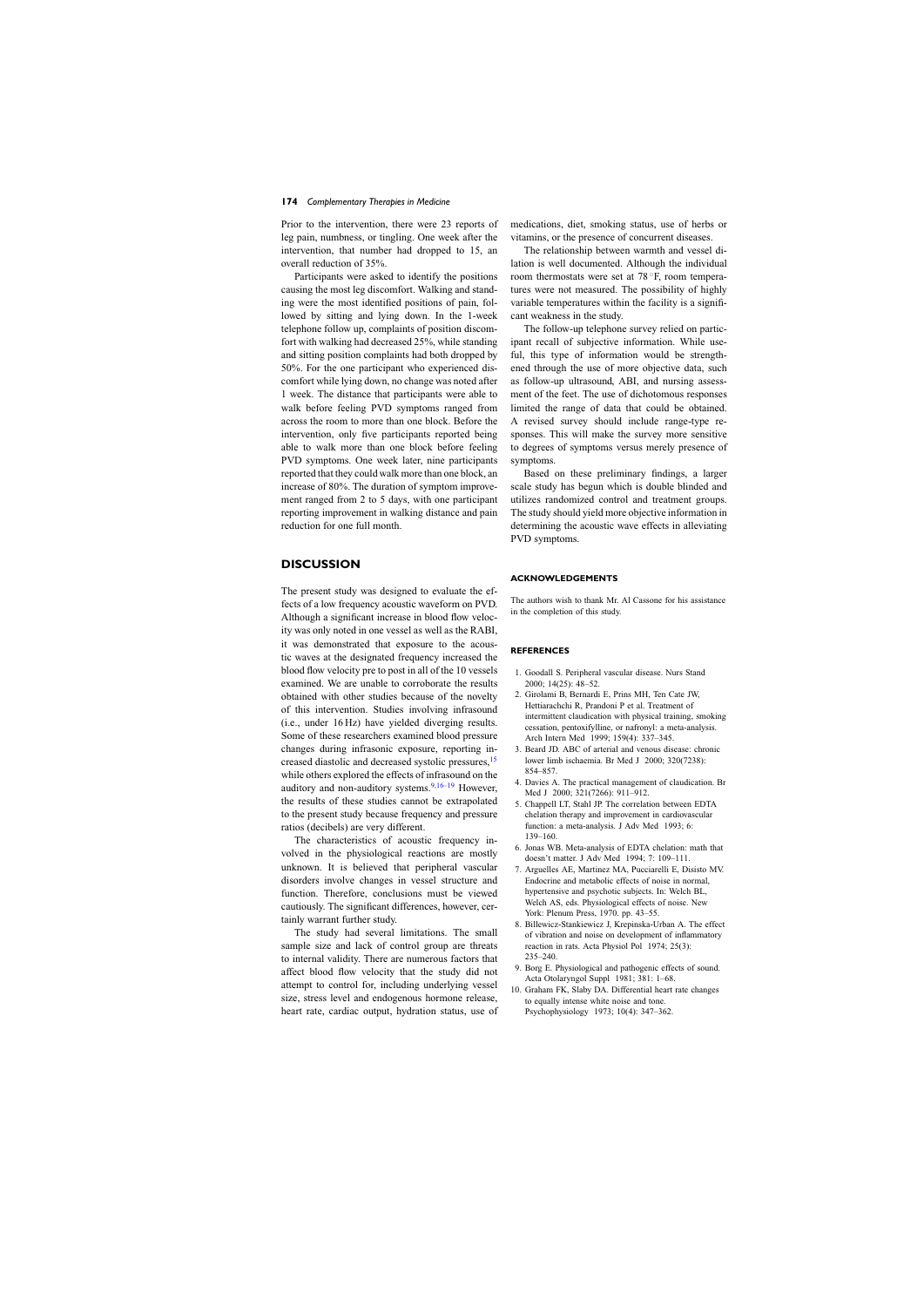Prior to the intervention, there were 23 reports of leg pain, numbness, or tingling. One week after the intervention, that number had dropped to 15, an overall reduction of 35%.

Participants were asked to identify the positions causing the most leg discomfort. Walking and standing were the most identified positions of pain, followed by sitting and lying down. In the 1-week telephone follow up, complaints of position discomfort with walking had decreased 25%, while standing and sitting position complaints had both dropped by 50%. For the one participant who experienced discomfort while lying down, no change was noted after 1 week. The distance that participants were able to walk before feeling PVD symptoms ranged from across the room to more than one block. Before the intervention, only five participants reported being able to walk more than one block before feeling PVD symptoms. One week later, nine participants reported that they could walk more than one block, an increase of 80%. The duration of symptom improvement ranged from 2 to 5 days, with one participant reporting improvement in walking distance and pain reduction for one full month.

## DISCUSSION

The present study was designed to evaluate the effects of a low frequency acoustic waveform on PVD. Although a significant increase in blood flow velocity was only noted in one vessel as well as the RABI, it was demonstrated that exposure to the acoustic waves at the designated frequency increased the blood flow velocity pre to post in all of the 10 vessels examined. We are unable to corroborate the results obtained with other studies because of the novelty of this intervention. Studies involving infrasound (i.e., under 16 Hz) have yielded diverging results. Some of these researchers examined blood pressure changes during infrasonic exposure, reporting increased diastolic and decreased systolic pressures,[15] while others explored the effects of infrasound on the auditory and non-auditory systems.[9,16–19] However, the results of these studies cannot be extrapolated to the present study because frequency and pressure ratios (decibels) are very different.

The characteristics of acoustic frequency involved in the physiological reactions are mostly unknown. It is believed that peripheral vascular disorders involve changes in vessel structure and function. Therefore, conclusions must be viewed cautiously. The significant differences, however, certainly warrant further study.

The study had several limitations. The small sample size and lack of control group are threats to internal validity. There are numerous factors that affect blood flow velocity that the study did not attempt to control for, including underlying vessel size, stress level and endogenous hormone release, heart rate, cardiac output, hydration status, use of medications, diet, smoking status, use of herbs or vitamins, or the presence of concurrent diseases.

The relationship between warmth and vessel dilation is well documented. Although the individual room thermostats were set at 78 °F, room temperatures were not measured. The possibility of highly variable temperatures within the facility is a significant weakness in the study.

The follow-up telephone survey relied on participant recall of subjective information. While useful, this type of information would be strengthened through the use of more objective data, such as follow-up ultrasound, ABI, and nursing assessment of the feet. The use of dichotomous responses limited the range of data that could be obtained. A revised survey should include range-type responses. This will make the survey more sensitive to degrees of symptoms versus merely presence of symptoms.

Based on these preliminary findings, a larger scale study has begun which is double blinded and utilizes randomized control and treatment groups. The study should yield more objective information in determining the acoustic wave effects in alleviating PVD symptoms.

### ACKNOWLEDGEMENTS

The authors wish to thank Mr. Al Cassone for his assistance in the completion of this study.

### REFERENCES

1. Goodall S. Peripheral vascular disease. Nurs Stand 2000; 14(25): 48–52.
2. Girolami B, Bernardi E, Prins MH, Ten Cate JW, Hettiarachchi R, Prandoni P et al. Treatment of intermittent claudication with physical training, smoking cessation, pentoxifylline, or nafronyl: a meta-analysis. Arch Intern Med 1999; 159(4): 337–345.
3. Beard JD. ABC of arterial and venous disease: chronic lower limb ischaemia. Br Med J 2000; 320(7238): 854–857.
4. Davies A. The practical management of claudication. Br Med J 2000; 321(7266): 911–912.
5. Chappell LT, Stahl JP. The correlation between EDTA chelation therapy and improvement in cardiovascular function: a meta-analysis. J Adv Med 1993; 6: 139–160.
6. Jonas WB. Meta-analysis of EDTA chelation: math that doesn't matter. J Adv Med 1994; 7: 109–111.
7. Arguelles AE, Martinez MA, Pucciarelli E, Disisto MV. Endocrine and metabolic effects of noise in normal, hypertensive and psychotic subjects. In: Welch BL, Welch AS, eds. Physiological effects of noise. New York: Plenum Press, 1970. pp. 43–55.
8. Billewicz-Stankiewicz J, Krepinska-Urban A. The effect of vibration and noise on development of inflammatory reaction in rats. Acta Physiol Pol 1974; 25(3): 235–240.
9. Borg E. Physiological and pathogenic effects of sound. Acta Otolaryngol Suppl 1981; 381: 1–68.
10. Graham FK, Slaby DA. Differential heart rate changes to equally intense white noise and tone. Psychophysiology 1973; 10(4): 347–362.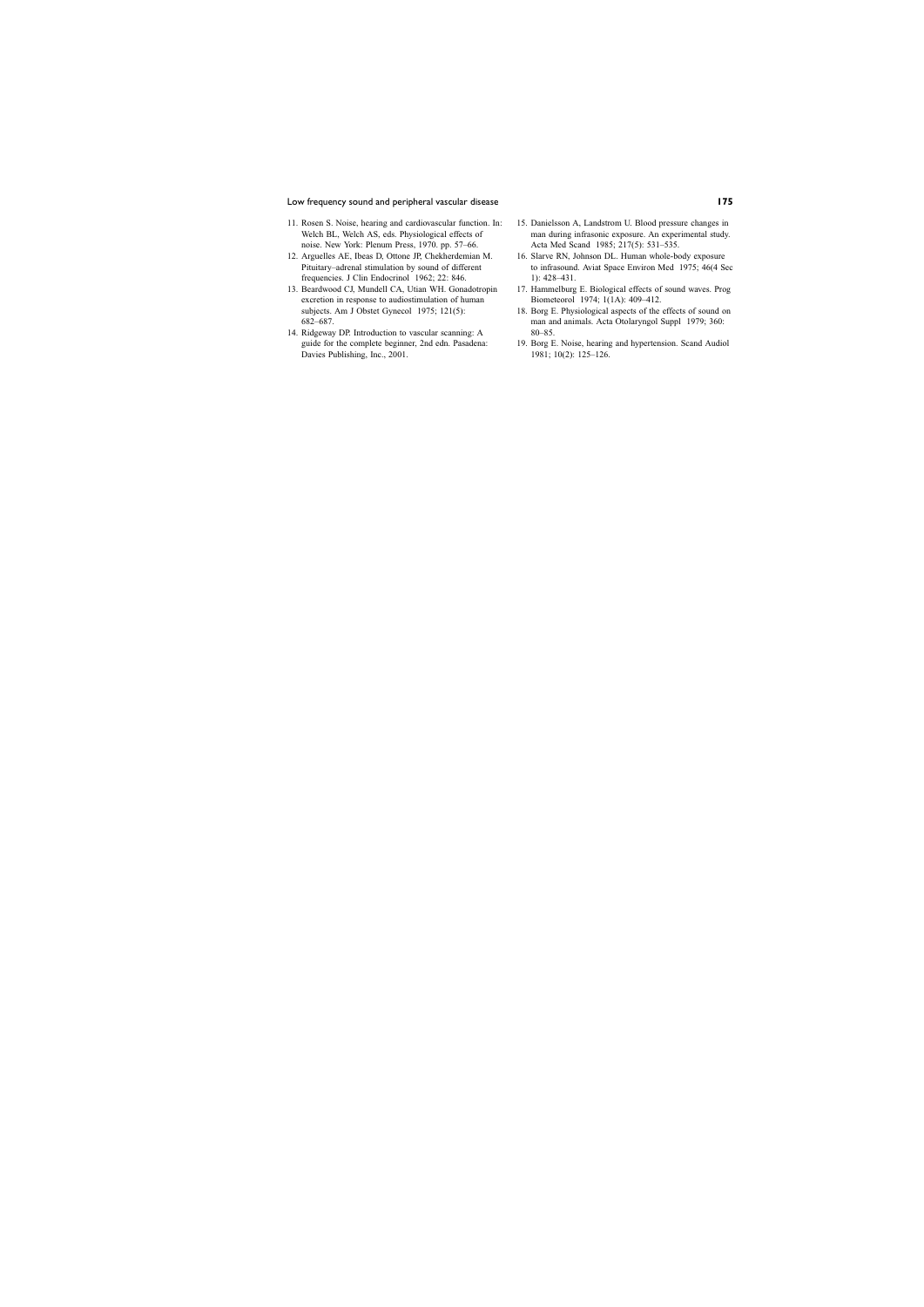11. Rosen S. Noise, hearing and cardiovascular function. In: Welch BL, Welch AS, eds. Physiological effects of noise. New York: Plenum Press, 1970. pp. 57–66.
12. Arguelles AE, Ibeas D, Ottone JP, Chekherdemian M. Pituitary–adrenal stimulation by sound of different frequencies. J Clin Endocrinol 1962; 22: 846.
13. Beardwood CJ, Mundell CA, Utian WH. Gonadotropin excretion in response to audiostimulation of human subjects. Am J Obstet Gynecol 1975; 121(5): 682–687.
14. Ridgeway DP. Introduction to vascular scanning: A guide for the complete beginner, 2nd edn. Pasadena: Davies Publishing, Inc., 2001.
15. Danielsson A, Landstrom U. Blood pressure changes in man during infrasonic exposure. An experimental study. Acta Med Scand 1985; 217(5): 531–535.
16. Slarve RN, Johnson DL. Human whole-body exposure to infrasound. Aviat Space Environ Med 1975; 46(4 Sec 1): 428–431.
17. Hammelburg E. Biological effects of sound waves. Prog Biometeorol 1974; 1(1A): 409–412.
18. Borg E. Physiological aspects of the effects of sound on man and animals. Acta Otolaryngol Suppl 1979; 360: 80–85.
19. Borg E. Noise, hearing and hypertension. Scand Audiol 1981; 10(2): 125–126.